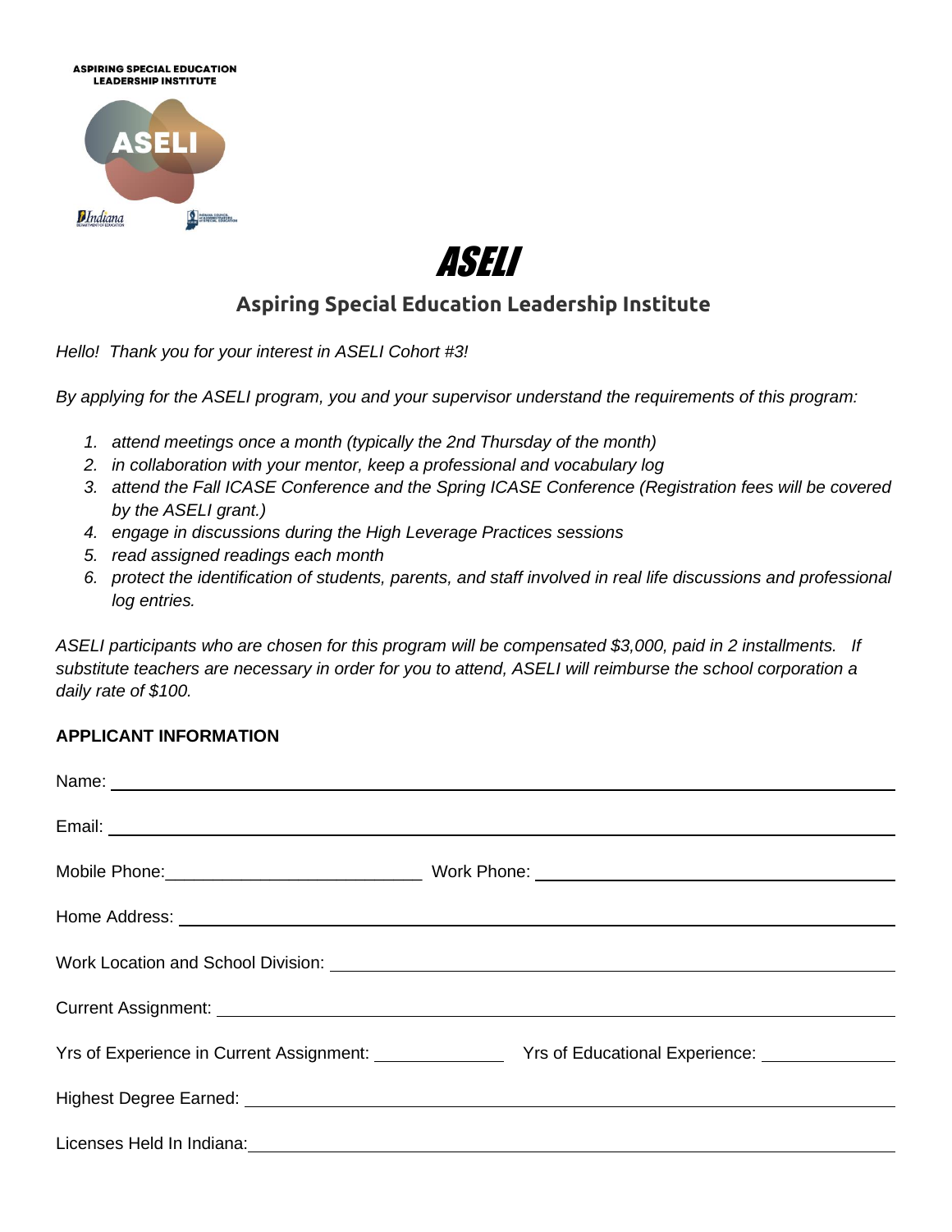ASPIRING SPECIAL EDUCATION LEADERSHIP INSTITUTE

# ASELI

## Aspiring Special Education Leadership Institute

*Hello! Thank you for your interest in ASELI Cohort #3!*

*By applying for the ASELI program, you and your supervisor understand the requirements of this program:*

1. *attend meetings once a month (typically the 2nd Thursday of the month)*
2. *in collaboration with your mentor, keep a professional and vocabulary log*
3. *attend the Fall ICASE Conference and the Spring ICASE Conference (Registration fees will be covered by the ASELI grant.)*
4. *engage in discussions during the High Leverage Practices sessions*
5. *read assigned readings each month*
6. *protect the identification of students, parents, and staff involved in real life discussions and professional log entries.*

*ASELI participants who are chosen for this program will be compensated $3,000, paid in 2 installments. If substitute teachers are necessary in order for you to attend, ASELI will reimburse the school corporation a daily rate of $100.*

**APPLICANT INFORMATION**

Name: ____________________

Email: ____________________

Mobile Phone: ____________________ Work Phone: ____________________

Home Address: ____________________

Work Location and School Division: ____________________

Current Assignment: ____________________

Yrs of Experience in Current Assignment: __________ Yrs of Educational Experience: __________

Highest Degree Earned: ____________________

Licenses Held In Indiana: ____________________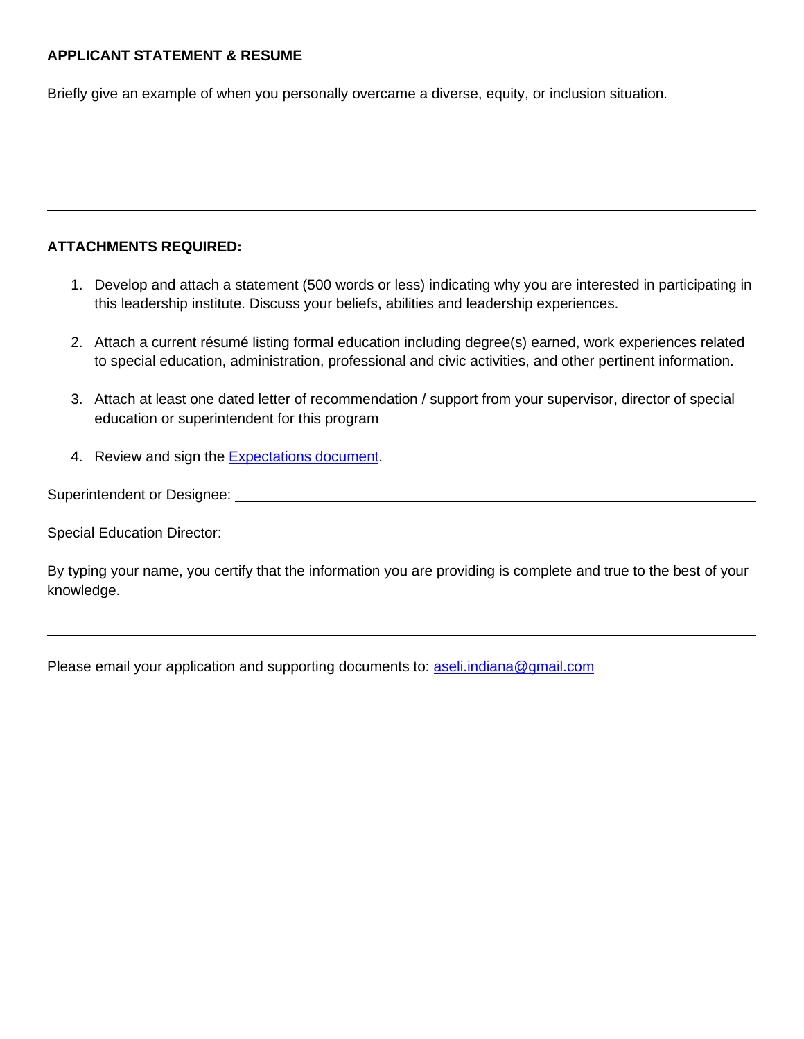**APPLICANT STATEMENT & RESUME**

Briefly give an example of when you personally overcame a diverse, equity, or inclusion situation.

---

---

---

**ATTACHMENTS REQUIRED:**

1. Develop and attach a statement (500 words or less) indicating why you are interested in participating in this leadership institute. Discuss your beliefs, abilities and leadership experiences.

2. Attach a current résumé listing formal education including degree(s) earned, work experiences related to special education, administration, professional and civic activities, and other pertinent information.

3. Attach at least one dated letter of recommendation / support from your supervisor, director of special education or superintendent for this program

4. Review and sign the [Expectations document](Expectations document).

Superintendent or Designee: ____________________

Special Education Director: ____________________

By typing your name, you certify that the information you are providing is complete and true to the best of your knowledge.

---

Please email your application and supporting documents to: [aseli.indiana@gmail.com](mailto:aseli.indiana@gmail.com)